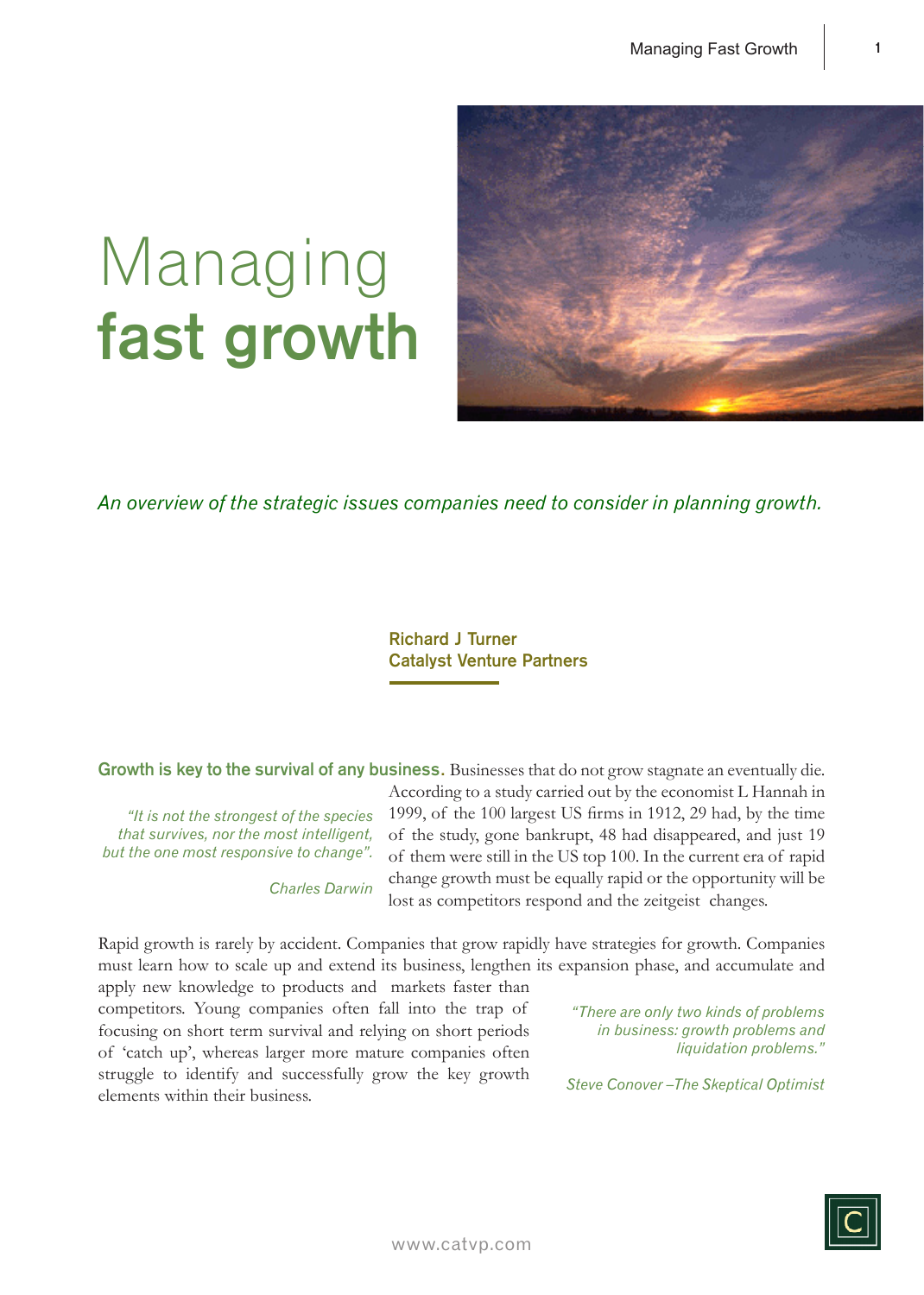# Managing **fast growth**

*An overview of the strategic issues companies need to consider in planning growth.*

**Richard J Turner**
**Catalyst Venture Partners**

**Growth is key to the survival of any business.** Businesses that do not grow stagnate an eventually die. According to a study carried out by the economist L Hannah in 1999, of the 100 largest US firms in 1912, 29 had, by the time of the study, gone bankrupt, 48 had disappeared, and just 19 of them were still in the US top 100. In the current era of rapid change growth must be equally rapid or the opportunity will be lost as competitors respond and the zeitgeist changes.

> *"It is not the strongest of the species that survives, nor the most intelligent, but the one most responsive to change".*
>
> *Charles Darwin*

Rapid growth is rarely by accident. Companies that grow rapidly have strategies for growth. Companies must learn how to scale up and extend its business, lengthen its expansion phase, and accumulate and apply new knowledge to products and markets faster than competitors. Young companies often fall into the trap of focusing on short term survival and relying on short periods of 'catch up', whereas larger more mature companies often struggle to identify and successfully grow the key growth elements within their business.

> *"There are only two kinds of problems in business: growth problems and liquidation problems."*
>
> *Steve Conover –The Skeptical Optimist*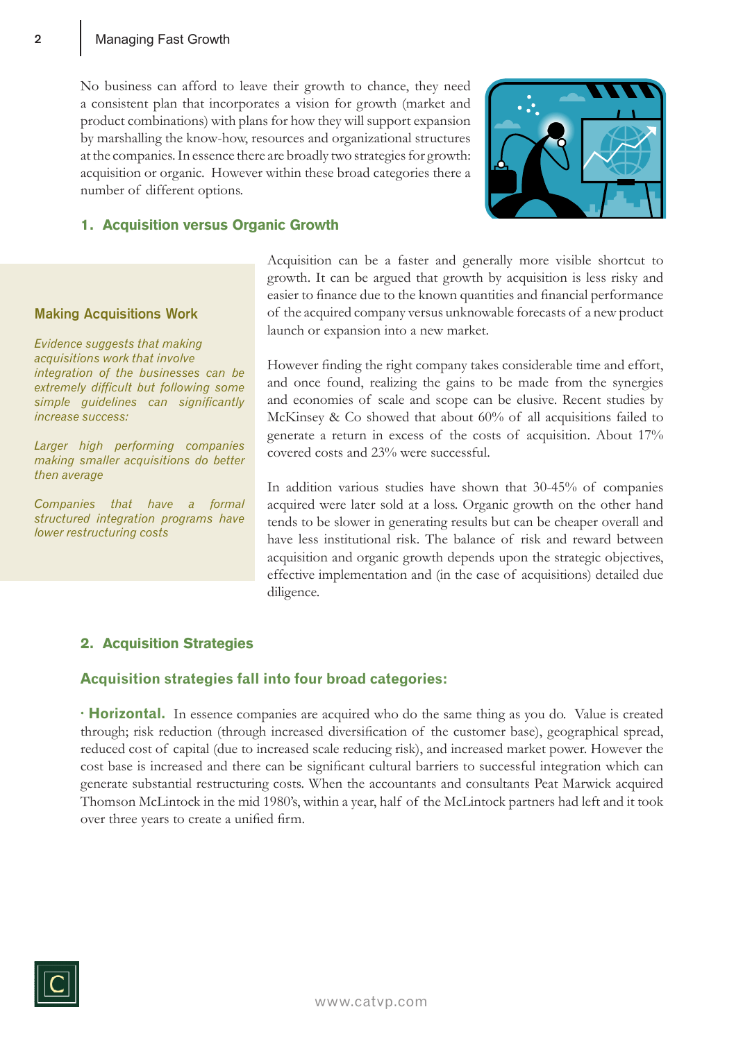No business can afford to leave their growth to chance, they need a consistent plan that incorporates a vision for growth (market and product combinations) with plans for how they will support expansion by marshalling the know-how, resources and organizational structures at the companies. In essence there are broadly two strategies for growth: acquisition or organic. However within these broad categories there a number of different options.

## 1. Acquisition versus Organic Growth

Acquisition can be a faster and generally more visible shortcut to growth. It can be argued that growth by acquisition is less risky and easier to finance due to the known quantities and financial performance of the acquired company versus unknowable forecasts of a new product launch or expansion into a new market.

However finding the right company takes considerable time and effort, and once found, realizing the gains to be made from the synergies and economies of scale and scope can be elusive. Recent studies by McKinsey & Co showed that about 60% of all acquisitions failed to generate a return in excess of the costs of acquisition. About 17% covered costs and 23% were successful.

In addition various studies have shown that 30-45% of companies acquired were later sold at a loss. Organic growth on the other hand tends to be slower in generating results but can be cheaper overall and have less institutional risk. The balance of risk and reward between acquisition and organic growth depends upon the strategic objectives, effective implementation and (in the case of acquisitions) detailed due diligence.

### Making Acquisitions Work

*Evidence suggests that making acquisitions work that involve integration of the businesses can be extremely difficult but following some simple guidelines can significantly increase success:*

*Larger high performing companies making smaller acquisitions do better then average*

*Companies that have a formal structured integration programs have lower restructuring costs*

## 2. Acquisition Strategies

### Acquisition strategies fall into four broad categories:

· **Horizontal.** In essence companies are acquired who do the same thing as you do. Value is created through; risk reduction (through increased diversification of the customer base), geographical spread, reduced cost of capital (due to increased scale reducing risk), and increased market power. However the cost base is increased and there can be significant cultural barriers to successful integration which can generate substantial restructuring costs. When the accountants and consultants Peat Marwick acquired Thomson McLintock in the mid 1980's, within a year, half of the McLintock partners had left and it took over three years to create a unified firm.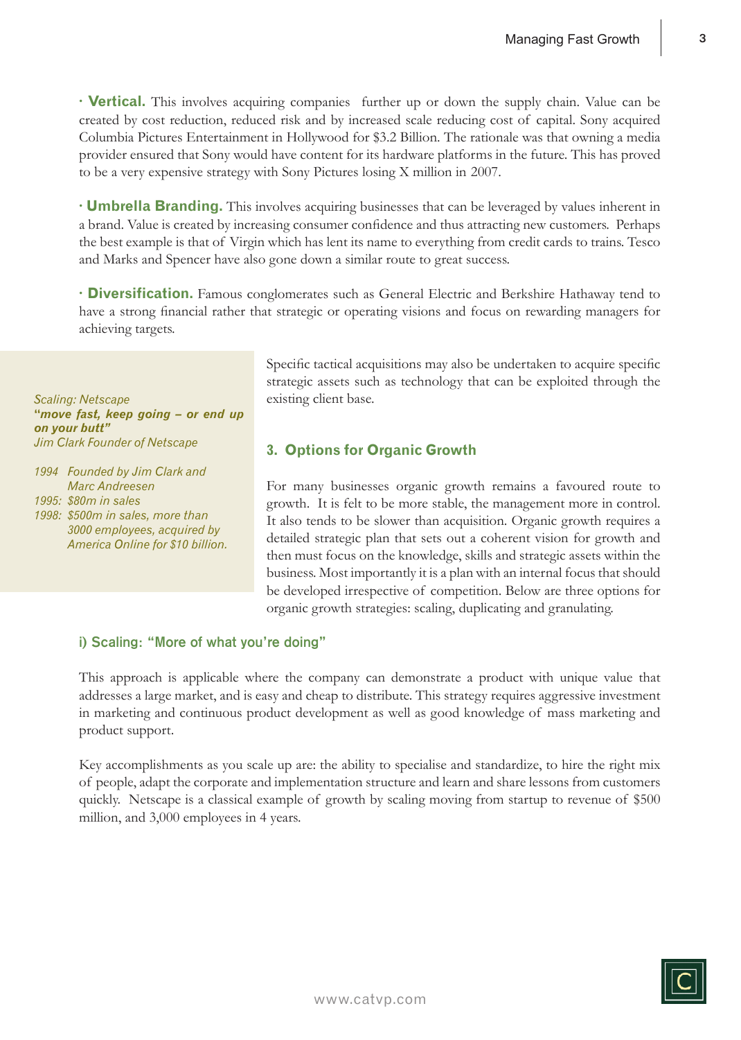· **Vertical.** This involves acquiring companies further up or down the supply chain. Value can be created by cost reduction, reduced risk and by increased scale reducing cost of capital. Sony acquired Columbia Pictures Entertainment in Hollywood for $3.2 Billion. The rationale was that owning a media provider ensured that Sony would have content for its hardware platforms in the future. This has proved to be a very expensive strategy with Sony Pictures losing X million in 2007.

· **Umbrella Branding.** This involves acquiring businesses that can be leveraged by values inherent in a brand. Value is created by increasing consumer confidence and thus attracting new customers. Perhaps the best example is that of Virgin which has lent its name to everything from credit cards to trains. Tesco and Marks and Spencer have also gone down a similar route to great success.

· **Diversification.** Famous conglomerates such as General Electric and Berkshire Hathaway tend to have a strong financial rather that strategic or operating visions and focus on rewarding managers for achieving targets.

*Scaling: Netscape*
***"move fast, keep going – or end up on your butt"***
*Jim Clark Founder of Netscape*

*1994 Founded by Jim Clark and Marc Andreesen*
*1995: $80m in sales*
*1998: $500m in sales, more than 3000 employees, acquired by America Online for $10 billion.*

Specific tactical acquisitions may also be undertaken to acquire specific strategic assets such as technology that can be exploited through the existing client base.

## 3. Options for Organic Growth

For many businesses organic growth remains a favoured route to growth. It is felt to be more stable, the management more in control. It also tends to be slower than acquisition. Organic growth requires a detailed strategic plan that sets out a coherent vision for growth and then must focus on the knowledge, skills and strategic assets within the business. Most importantly it is a plan with an internal focus that should be developed irrespective of competition. Below are three options for organic growth strategies: scaling, duplicating and granulating.

### i) Scaling: "More of what you're doing"

This approach is applicable where the company can demonstrate a product with unique value that addresses a large market, and is easy and cheap to distribute. This strategy requires aggressive investment in marketing and continuous product development as well as good knowledge of mass marketing and product support.

Key accomplishments as you scale up are: the ability to specialise and standardize, to hire the right mix of people, adapt the corporate and implementation structure and learn and share lessons from customers quickly. Netscape is a classical example of growth by scaling moving from startup to revenue of $500 million, and 3,000 employees in 4 years.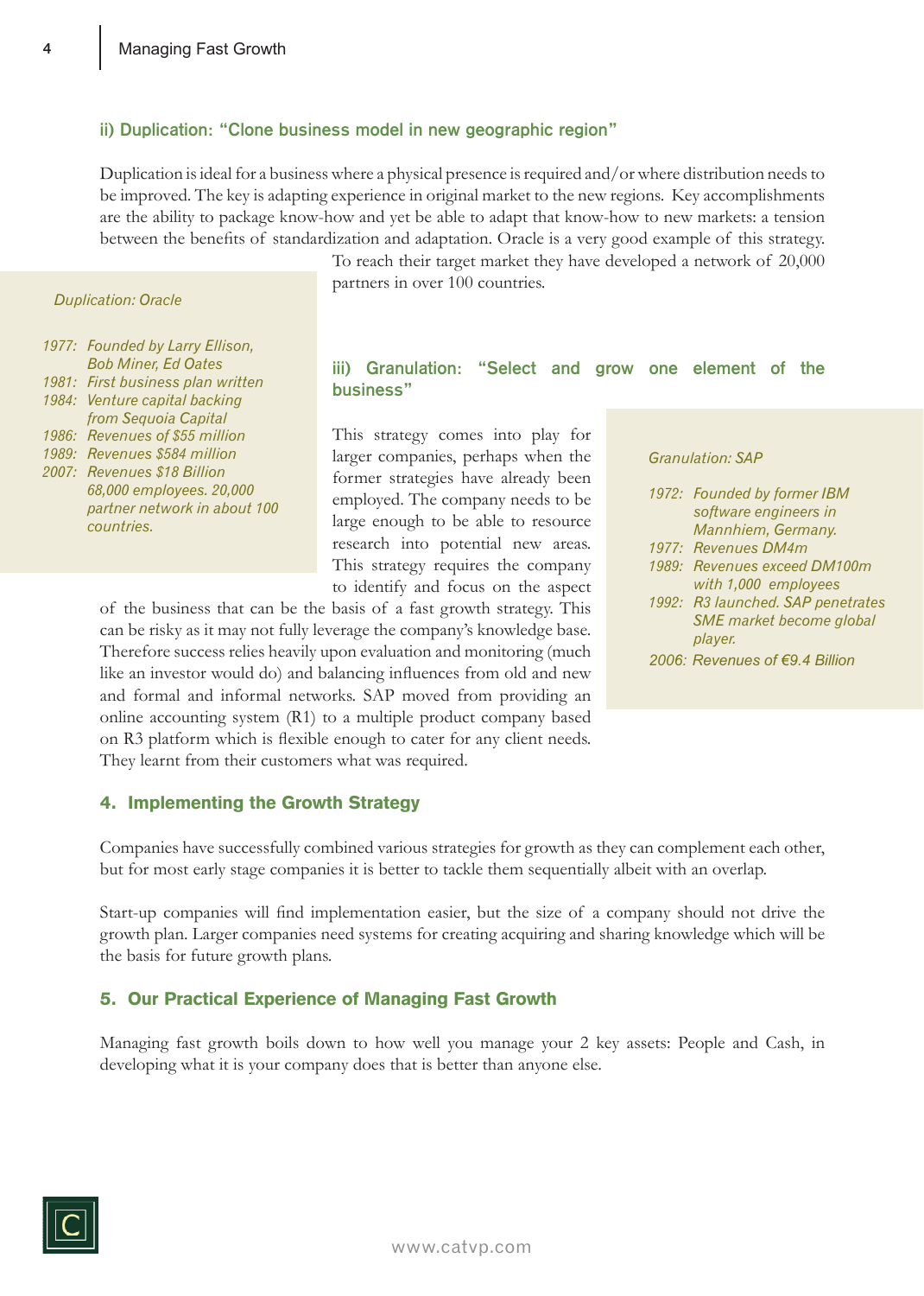### ii) Duplication: "Clone business model in new geographic region"

Duplication is ideal for a business where a physical presence is required and/or where distribution needs to be improved. The key is adapting experience in original market to the new regions. Key accomplishments are the ability to package know-how and yet be able to adapt that know-how to new markets: a tension between the benefits of standardization and adaptation. Oracle is a very good example of this strategy. To reach their target market they have developed a network of 20,000 partners in over 100 countries.

*Duplication: Oracle*

- *1977: Founded by Larry Ellison, Bob Miner, Ed Oates*
- *1981: First business plan written*
- *1984: Venture capital backing from Sequoia Capital*
- *1986: Revenues of $55 million*
- *1989: Revenues $584 million*
- *2007: Revenues $18 Billion 68,000 employees. 20,000 partner network in about 100 countries.*

### iii) Granulation: "Select and grow one element of the business"

This strategy comes into play for larger companies, perhaps when the former strategies have already been employed. The company needs to be large enough to be able to resource research into potential new areas. This strategy requires the company to identify and focus on the aspect of the business that can be the basis of a fast growth strategy. This can be risky as it may not fully leverage the company's knowledge base. Therefore success relies heavily upon evaluation and monitoring (much like an investor would do) and balancing influences from old and new and formal and informal networks. SAP moved from providing an online accounting system (R1) to a multiple product company based on R3 platform which is flexible enough to cater for any client needs. They learnt from their customers what was required.

*Granulation: SAP*

- *1972: Founded by former IBM software engineers in Mannhiem, Germany.*
- *1977: Revenues DM4m*
- *1989: Revenues exceed DM100m with 1,000 employees*
- *1992: R3 launched. SAP penetrates SME market become global player.*
- *2006: Revenues of €9.4 Billion*

## 4. Implementing the Growth Strategy

Companies have successfully combined various strategies for growth as they can complement each other, but for most early stage companies it is better to tackle them sequentially albeit with an overlap.

Start-up companies will find implementation easier, but the size of a company should not drive the growth plan. Larger companies need systems for creating acquiring and sharing knowledge which will be the basis for future growth plans.

## 5. Our Practical Experience of Managing Fast Growth

Managing fast growth boils down to how well you manage your 2 key assets: People and Cash, in developing what it is your company does that is better than anyone else.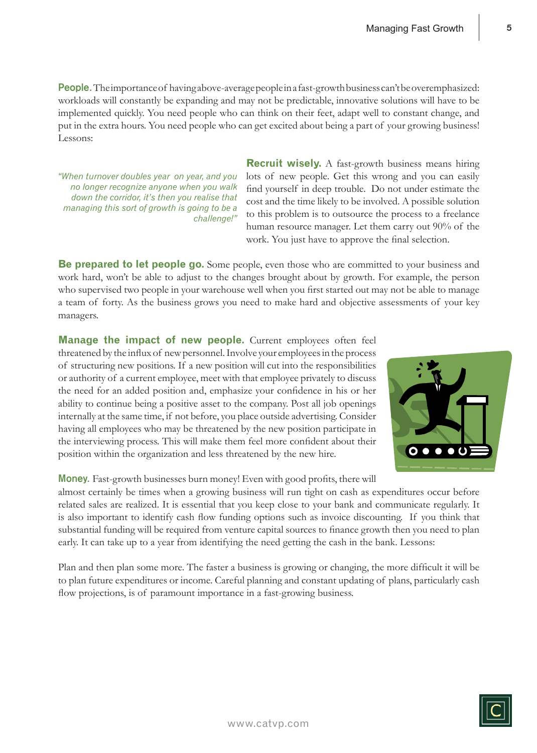**People.** The importance of having above-average people in a fast-growth business can't be overemphasized: workloads will constantly be expanding and may not be predictable, innovative solutions will have to be implemented quickly. You need people who can think on their feet, adapt well to constant change, and put in the extra hours. You need people who can get excited about being a part of your growing business! Lessons:

*"When turnover doubles year on year, and you no longer recognize anyone when you walk down the corridor, it's then you realise that managing this sort of growth is going to be a challenge!"*

**Recruit wisely.** A fast-growth business means hiring lots of new people. Get this wrong and you can easily find yourself in deep trouble. Do not under estimate the cost and the time likely to be involved. A possible solution to this problem is to outsource the process to a freelance human resource manager. Let them carry out 90% of the work. You just have to approve the final selection.

**Be prepared to let people go.** Some people, even those who are committed to your business and work hard, won't be able to adjust to the changes brought about by growth. For example, the person who supervised two people in your warehouse well when you first started out may not be able to manage a team of forty. As the business grows you need to make hard and objective assessments of your key managers.

**Manage the impact of new people.** Current employees often feel threatened by the influx of new personnel. Involve your employees in the process of structuring new positions. If a new position will cut into the responsibilities or authority of a current employee, meet with that employee privately to discuss the need for an added position and, emphasize your confidence in his or her ability to continue being a positive asset to the company. Post all job openings internally at the same time, if not before, you place outside advertising. Consider having all employees who may be threatened by the new position participate in the interviewing process. This will make them feel more confident about their position within the organization and less threatened by the new hire.

**Money.** Fast-growth businesses burn money! Even with good profits, there will almost certainly be times when a growing business will run tight on cash as expenditures occur before related sales are realized. It is essential that you keep close to your bank and communicate regularly. It is also important to identify cash flow funding options such as invoice discounting. If you think that substantial funding will be required from venture capital sources to finance growth then you need to plan early. It can take up to a year from identifying the need getting the cash in the bank. Lessons:

Plan and then plan some more. The faster a business is growing or changing, the more difficult it will be to plan future expenditures or income. Careful planning and constant updating of plans, particularly cash flow projections, is of paramount importance in a fast-growing business.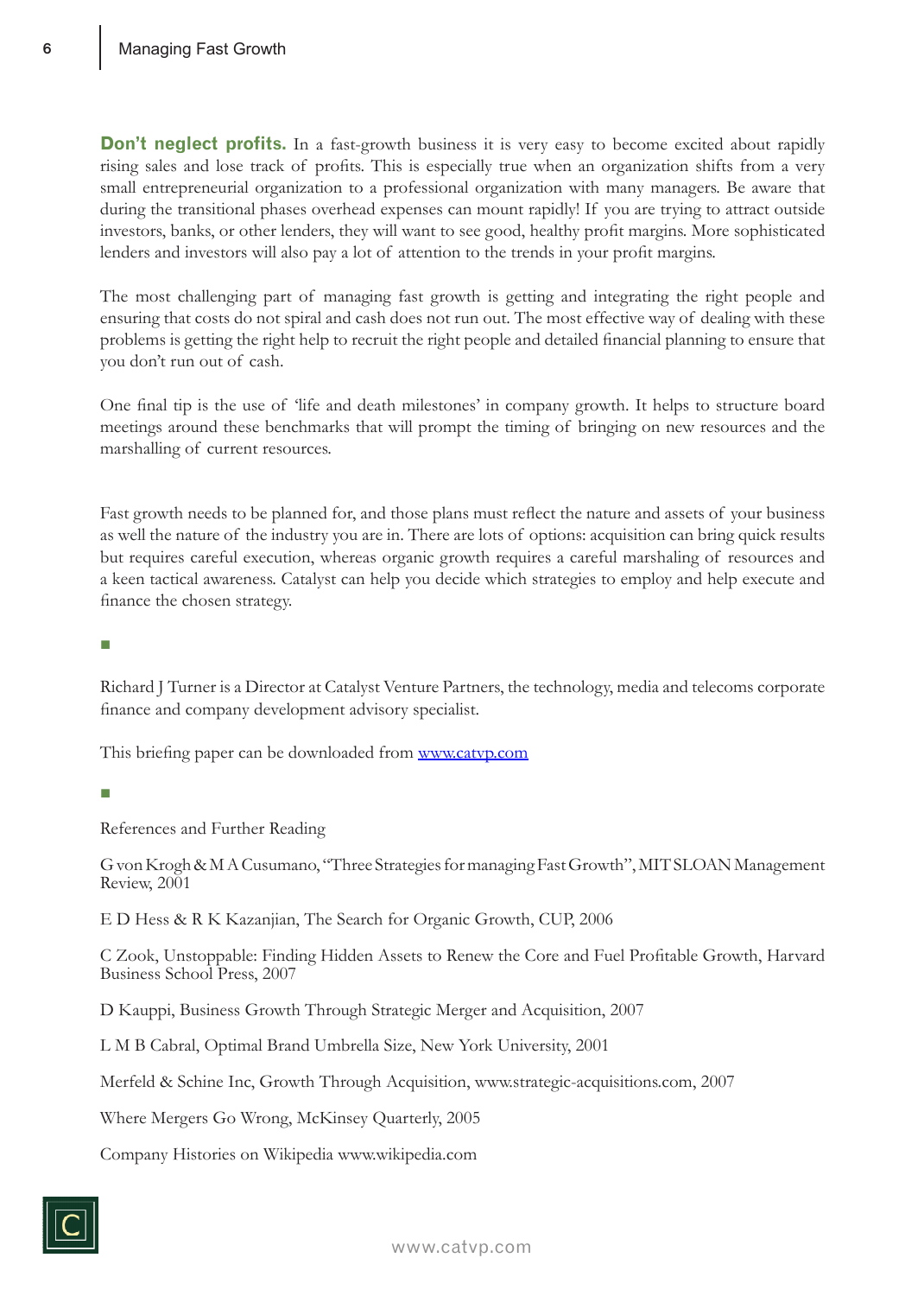**Don't neglect profits.** In a fast-growth business it is very easy to become excited about rapidly rising sales and lose track of profits. This is especially true when an organization shifts from a very small entrepreneurial organization to a professional organization with many managers. Be aware that during the transitional phases overhead expenses can mount rapidly! If you are trying to attract outside investors, banks, or other lenders, they will want to see good, healthy profit margins. More sophisticated lenders and investors will also pay a lot of attention to the trends in your profit margins.

The most challenging part of managing fast growth is getting and integrating the right people and ensuring that costs do not spiral and cash does not run out. The most effective way of dealing with these problems is getting the right help to recruit the right people and detailed financial planning to ensure that you don't run out of cash.

One final tip is the use of 'life and death milestones' in company growth. It helps to structure board meetings around these benchmarks that will prompt the timing of bringing on new resources and the marshalling of current resources.

Fast growth needs to be planned for, and those plans must reflect the nature and assets of your business as well the nature of the industry you are in. There are lots of options: acquisition can bring quick results but requires careful execution, whereas organic growth requires a careful marshaling of resources and a keen tactical awareness. Catalyst can help you decide which strategies to employ and help execute and finance the chosen strategy.

■

Richard J Turner is a Director at Catalyst Venture Partners, the technology, media and telecoms corporate finance and company development advisory specialist.

This briefing paper can be downloaded from www.catvp.com

■

References and Further Reading

G von Krogh & M A Cusumano, "Three Strategies for managing Fast Growth", MIT SLOAN Management Review, 2001

E D Hess & R K Kazanjian, The Search for Organic Growth, CUP, 2006

C Zook, Unstoppable: Finding Hidden Assets to Renew the Core and Fuel Profitable Growth, Harvard Business School Press, 2007

D Kauppi, Business Growth Through Strategic Merger and Acquisition, 2007

L M B Cabral, Optimal Brand Umbrella Size, New York University, 2001

Merfeld & Schine Inc, Growth Through Acquisition, www.strategic-acquisitions.com, 2007

Where Mergers Go Wrong, McKinsey Quarterly, 2005

Company Histories on Wikipedia www.wikipedia.com